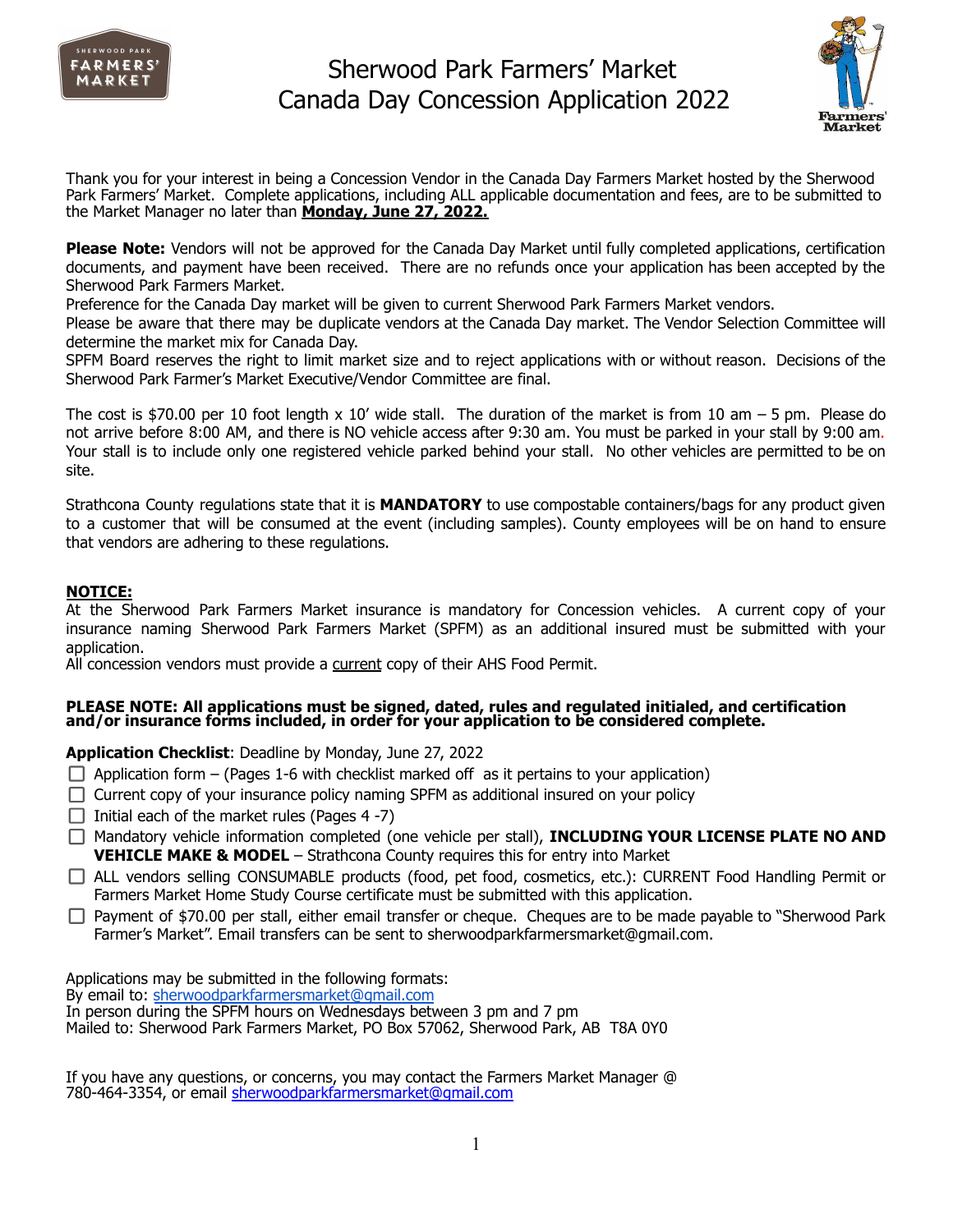# Sherwood Park Farmers' Market
# Canada Day Concession Application 2022

Thank you for your interest in being a Concession Vendor in the Canada Day Farmers Market hosted by the Sherwood Park Farmers' Market. Complete applications, including ALL applicable documentation and fees, are to be submitted to the Market Manager no later than **Monday, June 27, 2022.**

**Please Note:** Vendors will not be approved for the Canada Day Market until fully completed applications, certification documents, and payment have been received. There are no refunds once your application has been accepted by the Sherwood Park Farmers Market.
Preference for the Canada Day market will be given to current Sherwood Park Farmers Market vendors.
Please be aware that there may be duplicate vendors at the Canada Day market. The Vendor Selection Committee will determine the market mix for Canada Day.
SPFM Board reserves the right to limit market size and to reject applications with or without reason. Decisions of the Sherwood Park Farmer's Market Executive/Vendor Committee are final.

The cost is $70.00 per 10 foot length x 10' wide stall. The duration of the market is from 10 am – 5 pm. Please do not arrive before 8:00 AM, and there is NO vehicle access after 9:30 am. You must be parked in your stall by 9:00 am. Your stall is to include only one registered vehicle parked behind your stall. No other vehicles are permitted to be on site.

Strathcona County regulations state that it is **MANDATORY** to use compostable containers/bags for any product given to a customer that will be consumed at the event (including samples). County employees will be on hand to ensure that vendors are adhering to these regulations.

**NOTICE:**
At the Sherwood Park Farmers Market insurance is mandatory for Concession vehicles. A current copy of your insurance naming Sherwood Park Farmers Market (SPFM) as an additional insured must be submitted with your application.
All concession vendors must provide a current copy of their AHS Food Permit.

**PLEASE NOTE: All applications must be signed, dated, rules and regulated initialed, and certification and/or insurance forms included, in order for your application to be considered complete.**

**Application Checklist**: Deadline by Monday, June 27, 2022

- ☐ Application form – (Pages 1-6 with checklist marked off as it pertains to your application)
- ☐ Current copy of your insurance policy naming SPFM as additional insured on your policy
- ☐ Initial each of the market rules (Pages 4 -7)
- ☐ Mandatory vehicle information completed (one vehicle per stall), **INCLUDING YOUR LICENSE PLATE NO AND VEHICLE MAKE & MODEL** – Strathcona County requires this for entry into Market
- ☐ ALL vendors selling CONSUMABLE products (food, pet food, cosmetics, etc.): CURRENT Food Handling Permit or Farmers Market Home Study Course certificate must be submitted with this application.
- ☐ Payment of $70.00 per stall, either email transfer or cheque. Cheques are to be made payable to "Sherwood Park Farmer's Market". Email transfers can be sent to sherwoodparkfarmersmarket@gmail.com.

Applications may be submitted in the following formats:
By email to: sherwoodparkfarmersmarket@gmail.com
In person during the SPFM hours on Wednesdays between 3 pm and 7 pm
Mailed to: Sherwood Park Farmers Market, PO Box 57062, Sherwood Park, AB T8A 0Y0

If you have any questions, or concerns, you may contact the Farmers Market Manager @ 780-464-3354, or email sherwoodparkfarmersmarket@gmail.com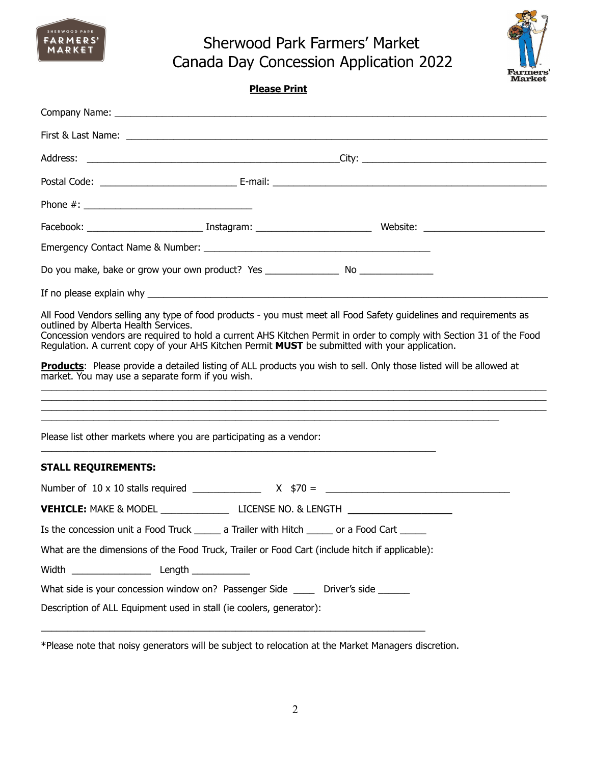# Sherwood Park Farmers' Market
# Canada Day Concession Application 2022

**Please Print**

Company Name: ___________________________________________________________________________

First & Last Name: ________________________________________________________________________

Address: ____________________________________________City: _________________________________

Postal Code: ________________________ E-mail: _________________________________________________

Phone #: ______________________________

Facebook: ____________________ Instagram: ____________________ Website: _____________________

Emergency Contact Name & Number: ________________________________________

Do you make, bake or grow your own product? Yes _____________ No _____________

If no please explain why ______________________________________________________________________

All Food Vendors selling any type of food products - you must meet all Food Safety guidelines and requirements as outlined by Alberta Health Services.
Concession vendors are required to hold a current AHS Kitchen Permit in order to comply with Section 31 of the Food Regulation. A current copy of your AHS Kitchen Permit **MUST** be submitted with your application.

**Products**: Please provide a detailed listing of ALL products you wish to sell. Only those listed will be allowed at market. You may use a separate form if you wish.

____________________________________________________________________________________________
____________________________________________________________________________________________
____________________________________________________________________________________________
____________________________________________________________________________________

Please list other markets where you are participating as a vendor:
_______________________________________________________________________

**STALL REQUIREMENTS:**

Number of 10 x 10 stalls required ____________ X $70 = _________________________________

**VEHICLE:** MAKE & MODEL ____________ LICENSE NO. & LENGTH __________________

Is the concession unit a Food Truck _____ a Trailer with Hitch _____ or a Food Cart _____

What are the dimensions of the Food Truck, Trailer or Food Cart (include hitch if applicable):

Width ______________ Length ___________

What side is your concession window on? Passenger Side ____ Driver's side ______

Description of ALL Equipment used in stall (ie coolers, generator):

_____________________________________________________________________

*Please note that noisy generators will be subject to relocation at the Market Managers discretion.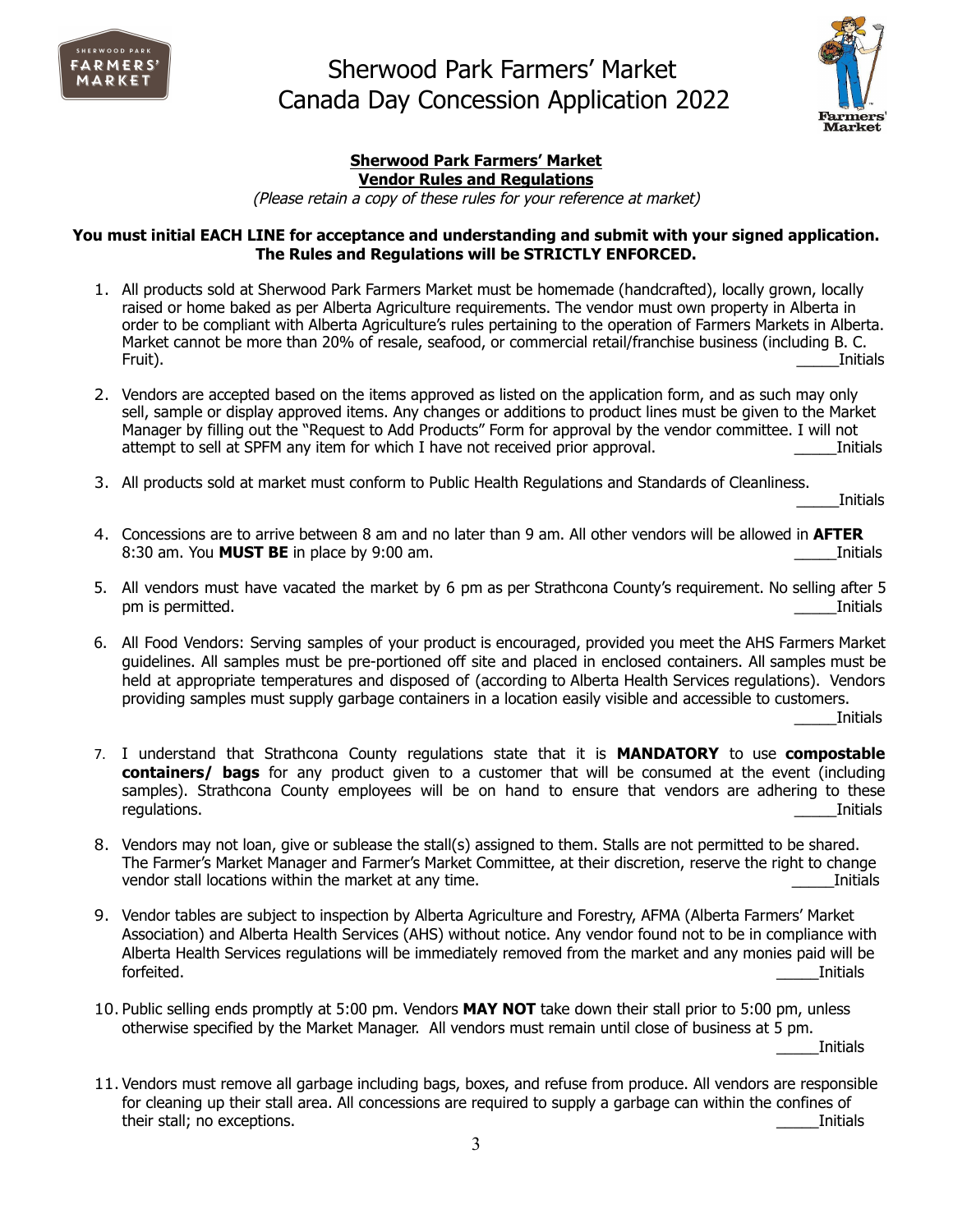# Sherwood Park Farmers' Market
# Canada Day Concession Application 2022

**Sherwood Park Farmers' Market**
**Vendor Rules and Regulations**

*(Please retain a copy of these rules for your reference at market)*

**You must initial EACH LINE for acceptance and understanding and submit with your signed application. The Rules and Regulations will be STRICTLY ENFORCED.**

1. All products sold at Sherwood Park Farmers Market must be homemade (handcrafted), locally grown, locally raised or home baked as per Alberta Agriculture requirements. The vendor must own property in Alberta in order to be compliant with Alberta Agriculture's rules pertaining to the operation of Farmers Markets in Alberta. Market cannot be more than 20% of resale, seafood, or commercial retail/franchise business (including B. C. Fruit). _____Initials

2. Vendors are accepted based on the items approved as listed on the application form, and as such may only sell, sample or display approved items. Any changes or additions to product lines must be given to the Market Manager by filling out the "Request to Add Products" Form for approval by the vendor committee. I will not attempt to sell at SPFM any item for which I have not received prior approval. _____Initials

3. All products sold at market must conform to Public Health Regulations and Standards of Cleanliness. _____Initials

4. Concessions are to arrive between 8 am and no later than 9 am. All other vendors will be allowed in **AFTER** 8:30 am. You **MUST BE** in place by 9:00 am. _____Initials

5. All vendors must have vacated the market by 6 pm as per Strathcona County's requirement. No selling after 5 pm is permitted. _____Initials

6. All Food Vendors: Serving samples of your product is encouraged, provided you meet the AHS Farmers Market guidelines. All samples must be pre-portioned off site and placed in enclosed containers. All samples must be held at appropriate temperatures and disposed of (according to Alberta Health Services regulations). Vendors providing samples must supply garbage containers in a location easily visible and accessible to customers. _____Initials

7. I understand that Strathcona County regulations state that it is **MANDATORY** to use **compostable containers/ bags** for any product given to a customer that will be consumed at the event (including samples). Strathcona County employees will be on hand to ensure that vendors are adhering to these regulations. _____Initials

8. Vendors may not loan, give or sublease the stall(s) assigned to them. Stalls are not permitted to be shared. The Farmer's Market Manager and Farmer's Market Committee, at their discretion, reserve the right to change vendor stall locations within the market at any time. _____Initials

9. Vendor tables are subject to inspection by Alberta Agriculture and Forestry, AFMA (Alberta Farmers' Market Association) and Alberta Health Services (AHS) without notice. Any vendor found not to be in compliance with Alberta Health Services regulations will be immediately removed from the market and any monies paid will be forfeited. _____Initials

10. Public selling ends promptly at 5:00 pm. Vendors **MAY NOT** take down their stall prior to 5:00 pm, unless otherwise specified by the Market Manager. All vendors must remain until close of business at 5 pm. _____Initials

11. Vendors must remove all garbage including bags, boxes, and refuse from produce. All vendors are responsible for cleaning up their stall area. All concessions are required to supply a garbage can within the confines of their stall; no exceptions. _____Initials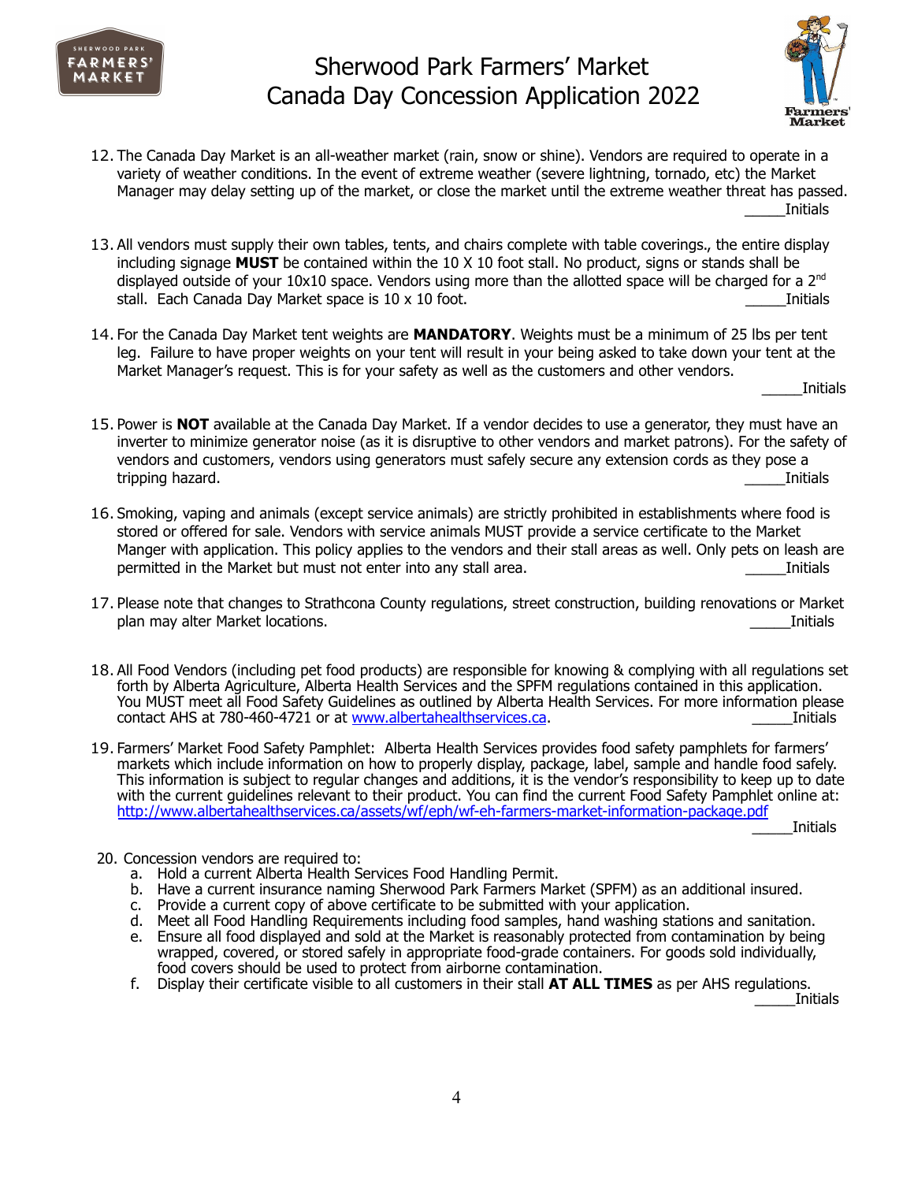# Sherwood Park Farmers' Market
# Canada Day Concession Application 2022

12. The Canada Day Market is an all-weather market (rain, snow or shine). Vendors are required to operate in a variety of weather conditions. In the event of extreme weather (severe lightning, tornado, etc) the Market Manager may delay setting up of the market, or close the market until the extreme weather threat has passed. _____Initials

13. All vendors must supply their own tables, tents, and chairs complete with table coverings., the entire display including signage **MUST** be contained within the 10 X 10 foot stall. No product, signs or stands shall be displayed outside of your 10x10 space. Vendors using more than the allotted space will be charged for a 2nd stall. Each Canada Day Market space is 10 x 10 foot. _____Initials

14. For the Canada Day Market tent weights are **MANDATORY**. Weights must be a minimum of 25 lbs per tent leg. Failure to have proper weights on your tent will result in your being asked to take down your tent at the Market Manager's request. This is for your safety as well as the customers and other vendors. _____Initials

15. Power is **NOT** available at the Canada Day Market. If a vendor decides to use a generator, they must have an inverter to minimize generator noise (as it is disruptive to other vendors and market patrons). For the safety of vendors and customers, vendors using generators must safely secure any extension cords as they pose a tripping hazard. _____Initials

16. Smoking, vaping and animals (except service animals) are strictly prohibited in establishments where food is stored or offered for sale. Vendors with service animals MUST provide a service certificate to the Market Manger with application. This policy applies to the vendors and their stall areas as well. Only pets on leash are permitted in the Market but must not enter into any stall area. _____Initials

17. Please note that changes to Strathcona County regulations, street construction, building renovations or Market plan may alter Market locations. _____Initials

18. All Food Vendors (including pet food products) are responsible for knowing & complying with all regulations set forth by Alberta Agriculture, Alberta Health Services and the SPFM regulations contained in this application. You MUST meet all Food Safety Guidelines as outlined by Alberta Health Services. For more information please contact AHS at 780-460-4721 or at www.albertahealthservices.ca. _____Initials

19. Farmers' Market Food Safety Pamphlet: Alberta Health Services provides food safety pamphlets for farmers' markets which include information on how to properly display, package, label, sample and handle food safely. This information is subject to regular changes and additions, it is the vendor's responsibility to keep up to date with the current guidelines relevant to their product. You can find the current Food Safety Pamphlet online at: http://www.albertahealthservices.ca/assets/wf/eph/wf-eh-farmers-market-information-package.pdf _____Initials

20. Concession vendors are required to:
    a. Hold a current Alberta Health Services Food Handling Permit.
    b. Have a current insurance naming Sherwood Park Farmers Market (SPFM) as an additional insured.
    c. Provide a current copy of above certificate to be submitted with your application.
    d. Meet all Food Handling Requirements including food samples, hand washing stations and sanitation.
    e. Ensure all food displayed and sold at the Market is reasonably protected from contamination by being wrapped, covered, or stored safely in appropriate food-grade containers. For goods sold individually, food covers should be used to protect from airborne contamination.
    f. Display their certificate visible to all customers in their stall **AT ALL TIMES** as per AHS regulations.

_____Initials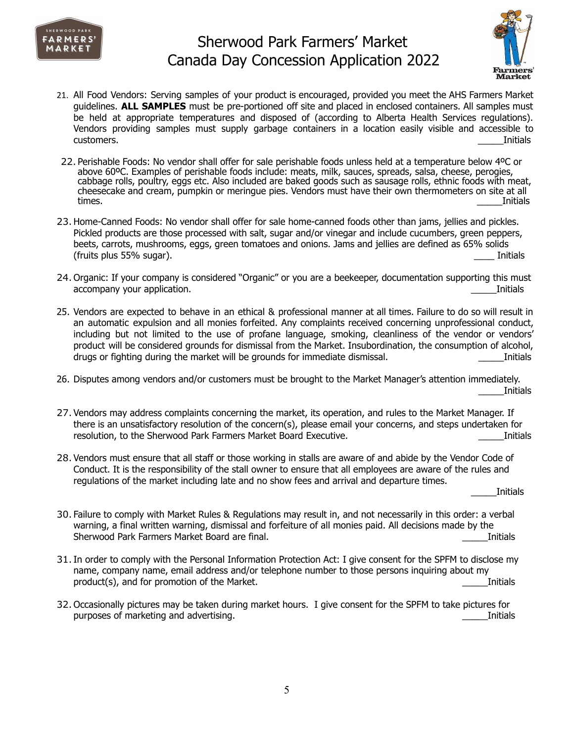# Sherwood Park Farmers' Market
# Canada Day Concession Application 2022

21. All Food Vendors: Serving samples of your product is encouraged, provided you meet the AHS Farmers Market guidelines. **ALL SAMPLES** must be pre-portioned off site and placed in enclosed containers. All samples must be held at appropriate temperatures and disposed of (according to Alberta Health Services regulations). Vendors providing samples must supply garbage containers in a location easily visible and accessible to customers. _____Initials

22. Perishable Foods: No vendor shall offer for sale perishable foods unless held at a temperature below 4ºC or above 60ºC. Examples of perishable foods include: meats, milk, sauces, spreads, salsa, cheese, perogies, cabbage rolls, poultry, eggs etc. Also included are baked goods such as sausage rolls, ethnic foods with meat, cheesecake and cream, pumpkin or meringue pies. Vendors must have their own thermometers on site at all times. _____Initials

23. Home-Canned Foods: No vendor shall offer for sale home-canned foods other than jams, jellies and pickles. Pickled products are those processed with salt, sugar and/or vinegar and include cucumbers, green peppers, beets, carrots, mushrooms, eggs, green tomatoes and onions. Jams and jellies are defined as 65% solids (fruits plus 55% sugar). ____ Initials

24. Organic: If your company is considered "Organic" or you are a beekeeper, documentation supporting this must accompany your application. _____Initials

25. Vendors are expected to behave in an ethical & professional manner at all times. Failure to do so will result in an automatic expulsion and all monies forfeited. Any complaints received concerning unprofessional conduct, including but not limited to the use of profane language, smoking, cleanliness of the vendor or vendors' product will be considered grounds for dismissal from the Market. Insubordination, the consumption of alcohol, drugs or fighting during the market will be grounds for immediate dismissal. _____Initials

26. Disputes among vendors and/or customers must be brought to the Market Manager's attention immediately. _____Initials

27. Vendors may address complaints concerning the market, its operation, and rules to the Market Manager. If there is an unsatisfactory resolution of the concern(s), please email your concerns, and steps undertaken for resolution, to the Sherwood Park Farmers Market Board Executive. _____Initials

28. Vendors must ensure that all staff or those working in stalls are aware of and abide by the Vendor Code of Conduct. It is the responsibility of the stall owner to ensure that all employees are aware of the rules and regulations of the market including late and no show fees and arrival and departure times. _____Initials

30. Failure to comply with Market Rules & Regulations may result in, and not necessarily in this order: a verbal warning, a final written warning, dismissal and forfeiture of all monies paid. All decisions made by the Sherwood Park Farmers Market Board are final. _____Initials

31. In order to comply with the Personal Information Protection Act: I give consent for the SPFM to disclose my name, company name, email address and/or telephone number to those persons inquiring about my product(s), and for promotion of the Market. _____Initials

32. Occasionally pictures may be taken during market hours. I give consent for the SPFM to take pictures for purposes of marketing and advertising. _____Initials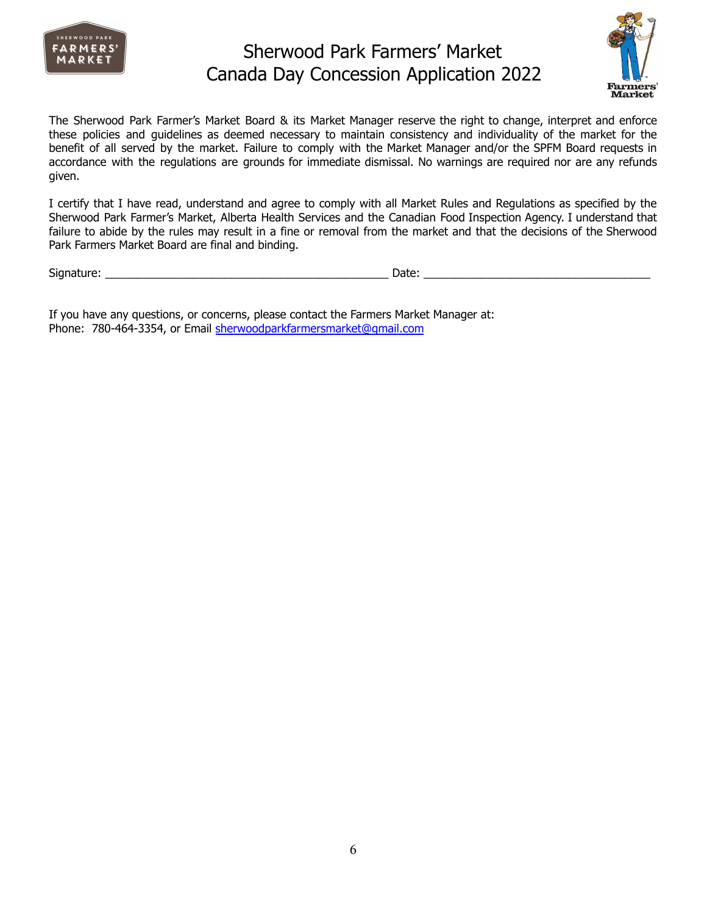# Sherwood Park Farmers' Market
# Canada Day Concession Application 2022

The Sherwood Park Farmer's Market Board & its Market Manager reserve the right to change, interpret and enforce these policies and guidelines as deemed necessary to maintain consistency and individuality of the market for the benefit of all served by the market. Failure to comply with the Market Manager and/or the SPFM Board requests in accordance with the regulations are grounds for immediate dismissal. No warnings are required nor are any refunds given.

I certify that I have read, understand and agree to comply with all Market Rules and Regulations as specified by the Sherwood Park Farmer's Market, Alberta Health Services and the Canadian Food Inspection Agency. I understand that failure to abide by the rules may result in a fine or removal from the market and that the decisions of the Sherwood Park Farmers Market Board are final and binding.

Signature: ____________________________________________ Date: ___________________________________

If you have any questions, or concerns, please contact the Farmers Market Manager at:
Phone: 780-464-3354, or Email sherwoodparkfarmersmarket@gmail.com